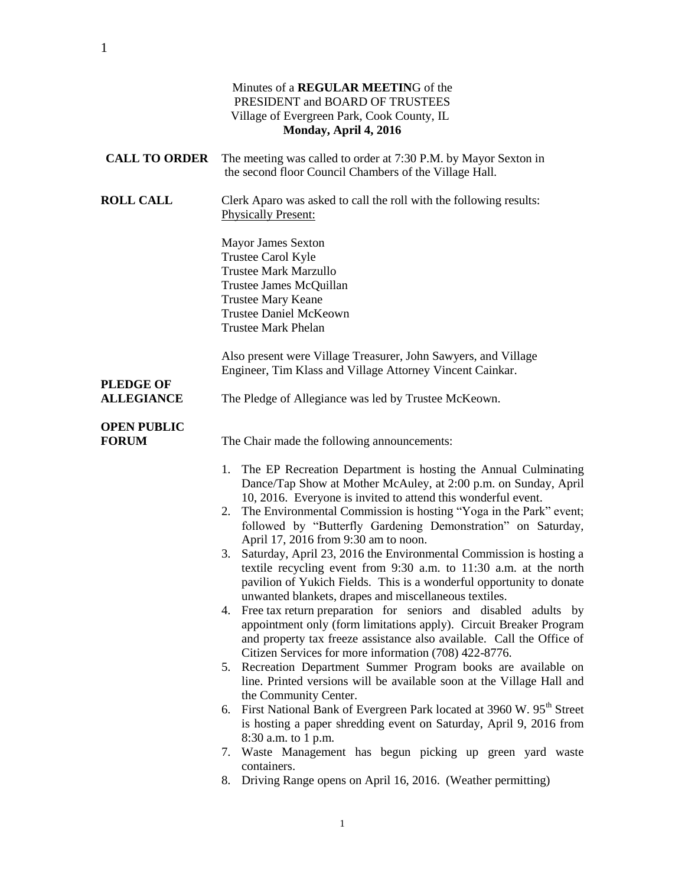Minutes of a **REGULAR MEETIN**G of the
PRESIDENT and BOARD OF TRUSTEES
Village of Evergreen Park, Cook County, IL
**Monday, April 4, 2016**

**CALL TO ORDER** The meeting was called to order at 7:30 P.M. by Mayor Sexton in the second floor Council Chambers of the Village Hall.

**ROLL CALL** Clerk Aparo was asked to call the roll with the following results:
Physically Present:

Mayor James Sexton
Trustee Carol Kyle
Trustee Mark Marzullo
Trustee James McQuillan
Trustee Mary Keane
Trustee Daniel McKeown
Trustee Mark Phelan

Also present were Village Treasurer, John Sawyers, and Village Engineer, Tim Klass and Village Attorney Vincent Cainkar.

**PLEDGE OF ALLEGIANCE** The Pledge of Allegiance was led by Trustee McKeown.

**OPEN PUBLIC FORUM** The Chair made the following announcements:

1. The EP Recreation Department is hosting the Annual Culminating Dance/Tap Show at Mother McAuley, at 2:00 p.m. on Sunday, April 10, 2016. Everyone is invited to attend this wonderful event.
2. The Environmental Commission is hosting "Yoga in the Park" event; followed by "Butterfly Gardening Demonstration" on Saturday, April 17, 2016 from 9:30 am to noon.
3. Saturday, April 23, 2016 the Environmental Commission is hosting a textile recycling event from 9:30 a.m. to 11:30 a.m. at the north pavilion of Yukich Fields. This is a wonderful opportunity to donate unwanted blankets, drapes and miscellaneous textiles.
4. Free tax return preparation for seniors and disabled adults by appointment only (form limitations apply). Circuit Breaker Program and property tax freeze assistance also available. Call the Office of Citizen Services for more information (708) 422-8776.
5. Recreation Department Summer Program books are available on line. Printed versions will be available soon at the Village Hall and the Community Center.
6. First National Bank of Evergreen Park located at 3960 W. 95th Street is hosting a paper shredding event on Saturday, April 9, 2016 from 8:30 a.m. to 1 p.m.
7. Waste Management has begun picking up green yard waste containers.
8. Driving Range opens on April 16, 2016. (Weather permitting)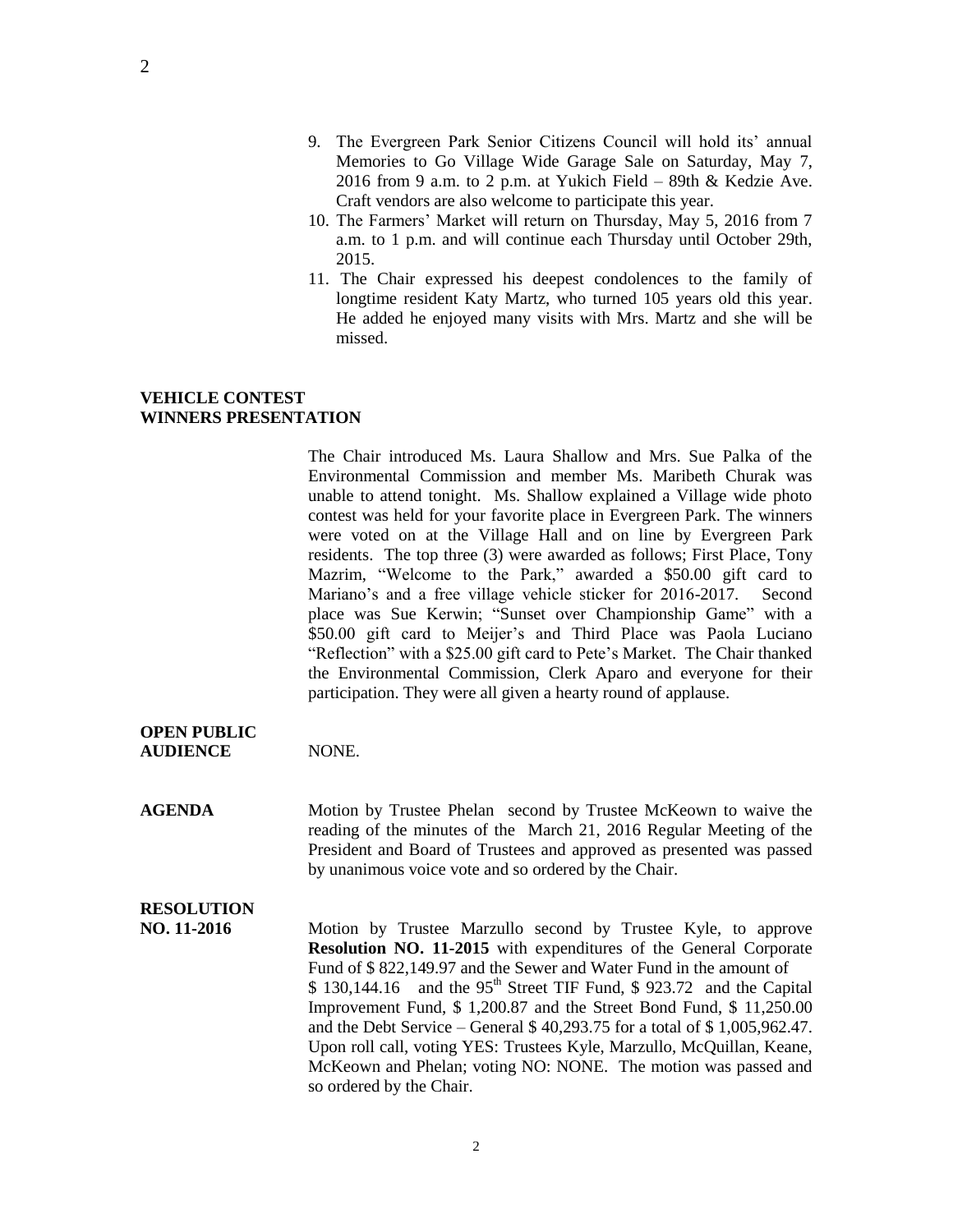9. The Evergreen Park Senior Citizens Council will hold its' annual Memories to Go Village Wide Garage Sale on Saturday, May 7, 2016 from 9 a.m. to 2 p.m. at Yukich Field – 89th & Kedzie Ave. Craft vendors are also welcome to participate this year.
10. The Farmers' Market will return on Thursday, May 5, 2016 from 7 a.m. to 1 p.m. and will continue each Thursday until October 29th, 2015.
11. The Chair expressed his deepest condolences to the family of longtime resident Katy Martz, who turned 105 years old this year. He added he enjoyed many visits with Mrs. Martz and she will be missed.

**VEHICLE CONTEST WINNERS PRESENTATION**

The Chair introduced Ms. Laura Shallow and Mrs. Sue Palka of the Environmental Commission and member Ms. Maribeth Churak was unable to attend tonight. Ms. Shallow explained a Village wide photo contest was held for your favorite place in Evergreen Park. The winners were voted on at the Village Hall and on line by Evergreen Park residents. The top three (3) were awarded as follows; First Place, Tony Mazrim, "Welcome to the Park," awarded a $50.00 gift card to Mariano's and a free village vehicle sticker for 2016-2017. Second place was Sue Kerwin; "Sunset over Championship Game" with a $50.00 gift card to Meijer's and Third Place was Paola Luciano "Reflection" with a $25.00 gift card to Pete's Market. The Chair thanked the Environmental Commission, Clerk Aparo and everyone for their participation. They were all given a hearty round of applause.

**OPEN PUBLIC AUDIENCE** NONE.

**AGENDA** Motion by Trustee Phelan second by Trustee McKeown to waive the reading of the minutes of the March 21, 2016 Regular Meeting of the President and Board of Trustees and approved as presented was passed by unanimous voice vote and so ordered by the Chair.

**RESOLUTION NO. 11-2016** Motion by Trustee Marzullo second by Trustee Kyle, to approve **Resolution NO. 11-2015** with expenditures of the General Corporate Fund of $ 822,149.97 and the Sewer and Water Fund in the amount of $ 130,144.16 and the 95th Street TIF Fund, $ 923.72 and the Capital Improvement Fund, $ 1,200.87 and the Street Bond Fund, $ 11,250.00 and the Debt Service – General $ 40,293.75 for a total of $ 1,005,962.47. Upon roll call, voting YES: Trustees Kyle, Marzullo, McQuillan, Keane, McKeown and Phelan; voting NO: NONE. The motion was passed and so ordered by the Chair.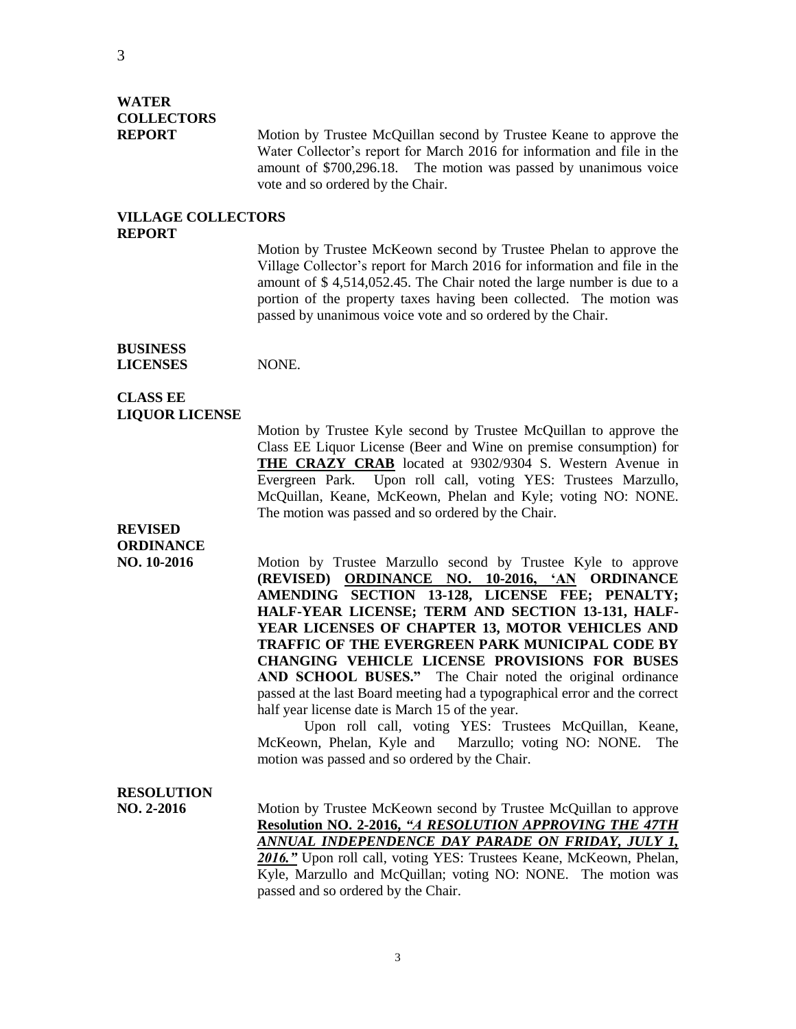**WATER COLLECTORS REPORT**

Motion by Trustee McQuillan second by Trustee Keane to approve the Water Collector's report for March 2016 for information and file in the amount of $700,296.18. The motion was passed by unanimous voice vote and so ordered by the Chair.

**VILLAGE COLLECTORS REPORT**

Motion by Trustee McKeown second by Trustee Phelan to approve the Village Collector's report for March 2016 for information and file in the amount of $ 4,514,052.45. The Chair noted the large number is due to a portion of the property taxes having been collected. The motion was passed by unanimous voice vote and so ordered by the Chair.

**BUSINESS LICENSES**

NONE.

**CLASS EE LIQUOR LICENSE**

Motion by Trustee Kyle second by Trustee McQuillan to approve the Class EE Liquor License (Beer and Wine on premise consumption) for **THE CRAZY CRAB** located at 9302/9304 S. Western Avenue in Evergreen Park. Upon roll call, voting YES: Trustees Marzullo, McQuillan, Keane, McKeown, Phelan and Kyle; voting NO: NONE. The motion was passed and so ordered by the Chair.

**REVISED ORDINANCE NO. 10-2016**

Motion by Trustee Marzullo second by Trustee Kyle to approve **(REVISED) ORDINANCE NO. 10-2016, 'AN ORDINANCE AMENDING SECTION 13-128, LICENSE FEE; PENALTY; HALF-YEAR LICENSE; TERM AND SECTION 13-131, HALF-YEAR LICENSES OF CHAPTER 13, MOTOR VEHICLES AND TRAFFIC OF THE EVERGREEN PARK MUNICIPAL CODE BY CHANGING VEHICLE LICENSE PROVISIONS FOR BUSES AND SCHOOL BUSES."** The Chair noted the original ordinance passed at the last Board meeting had a typographical error and the correct half year license date is March 15 of the year.

Upon roll call, voting YES: Trustees McQuillan, Keane, McKeown, Phelan, Kyle and Marzullo; voting NO: NONE. The motion was passed and so ordered by the Chair.

**RESOLUTION NO. 2-2016**

Motion by Trustee McKeown second by Trustee McQuillan to approve **Resolution NO. 2-2016, *"A RESOLUTION APPROVING THE 47TH ANNUAL INDEPENDENCE DAY PARADE ON FRIDAY, JULY 1, 2016."*** Upon roll call, voting YES: Trustees Keane, McKeown, Phelan, Kyle, Marzullo and McQuillan; voting NO: NONE. The motion was passed and so ordered by the Chair.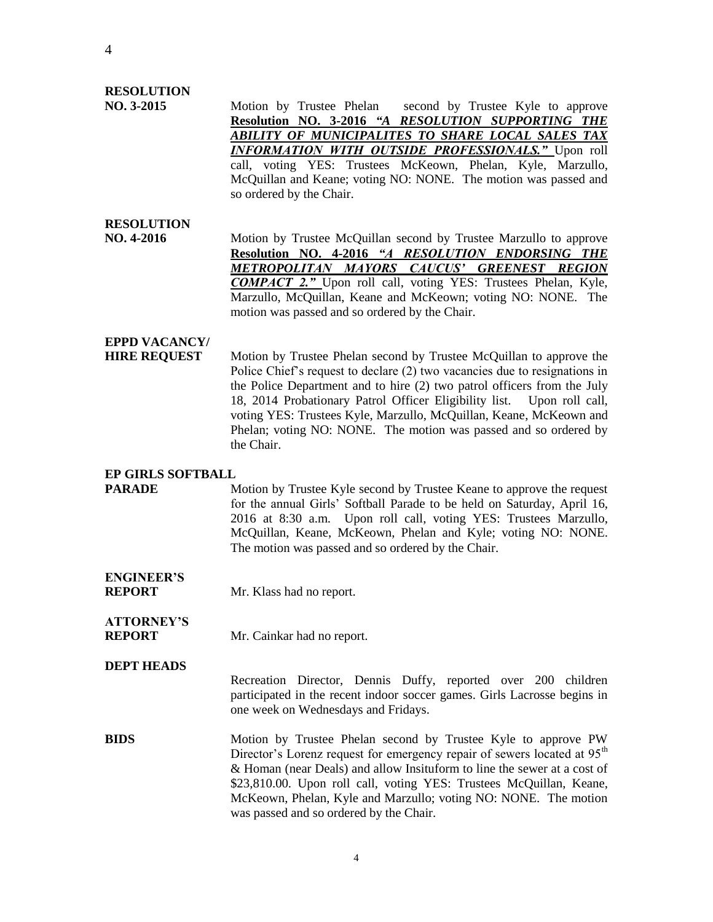**RESOLUTION NO. 3-2015**

Motion by Trustee Phelan second by Trustee Kyle to approve **Resolution NO. 3-2016** ***"A RESOLUTION SUPPORTING THE ABILITY OF MUNICIPALITES TO SHARE LOCAL SALES TAX INFORMATION WITH OUTSIDE PROFESSIONALS."*** Upon roll call, voting YES: Trustees McKeown, Phelan, Kyle, Marzullo, McQuillan and Keane; voting NO: NONE. The motion was passed and so ordered by the Chair.

**RESOLUTION NO. 4-2016**

Motion by Trustee McQuillan second by Trustee Marzullo to approve **Resolution NO. 4-2016** ***"A RESOLUTION ENDORSING THE METROPOLITAN MAYORS CAUCUS' GREENEST REGION COMPACT 2."*** Upon roll call, voting YES: Trustees Phelan, Kyle, Marzullo, McQuillan, Keane and McKeown; voting NO: NONE. The motion was passed and so ordered by the Chair.

**EPPD VACANCY/ HIRE REQUEST**

Motion by Trustee Phelan second by Trustee McQuillan to approve the Police Chief's request to declare (2) two vacancies due to resignations in the Police Department and to hire (2) two patrol officers from the July 18, 2014 Probationary Patrol Officer Eligibility list. Upon roll call, voting YES: Trustees Kyle, Marzullo, McQuillan, Keane, McKeown and Phelan; voting NO: NONE. The motion was passed and so ordered by the Chair.

**EP GIRLS SOFTBALL PARADE**

Motion by Trustee Kyle second by Trustee Keane to approve the request for the annual Girls' Softball Parade to be held on Saturday, April 16, 2016 at 8:30 a.m. Upon roll call, voting YES: Trustees Marzullo, McQuillan, Keane, McKeown, Phelan and Kyle; voting NO: NONE. The motion was passed and so ordered by the Chair.

**ENGINEER'S REPORT**

Mr. Klass had no report.

**ATTORNEY'S REPORT**

Mr. Cainkar had no report.

**DEPT HEADS**

Recreation Director, Dennis Duffy, reported over 200 children participated in the recent indoor soccer games. Girls Lacrosse begins in one week on Wednesdays and Fridays.

**BIDS**

Motion by Trustee Phelan second by Trustee Kyle to approve PW Director's Lorenz request for emergency repair of sewers located at 95th & Homan (near Deals) and allow Insituform to line the sewer at a cost of $23,810.00. Upon roll call, voting YES: Trustees McQuillan, Keane, McKeown, Phelan, Kyle and Marzullo; voting NO: NONE. The motion was passed and so ordered by the Chair.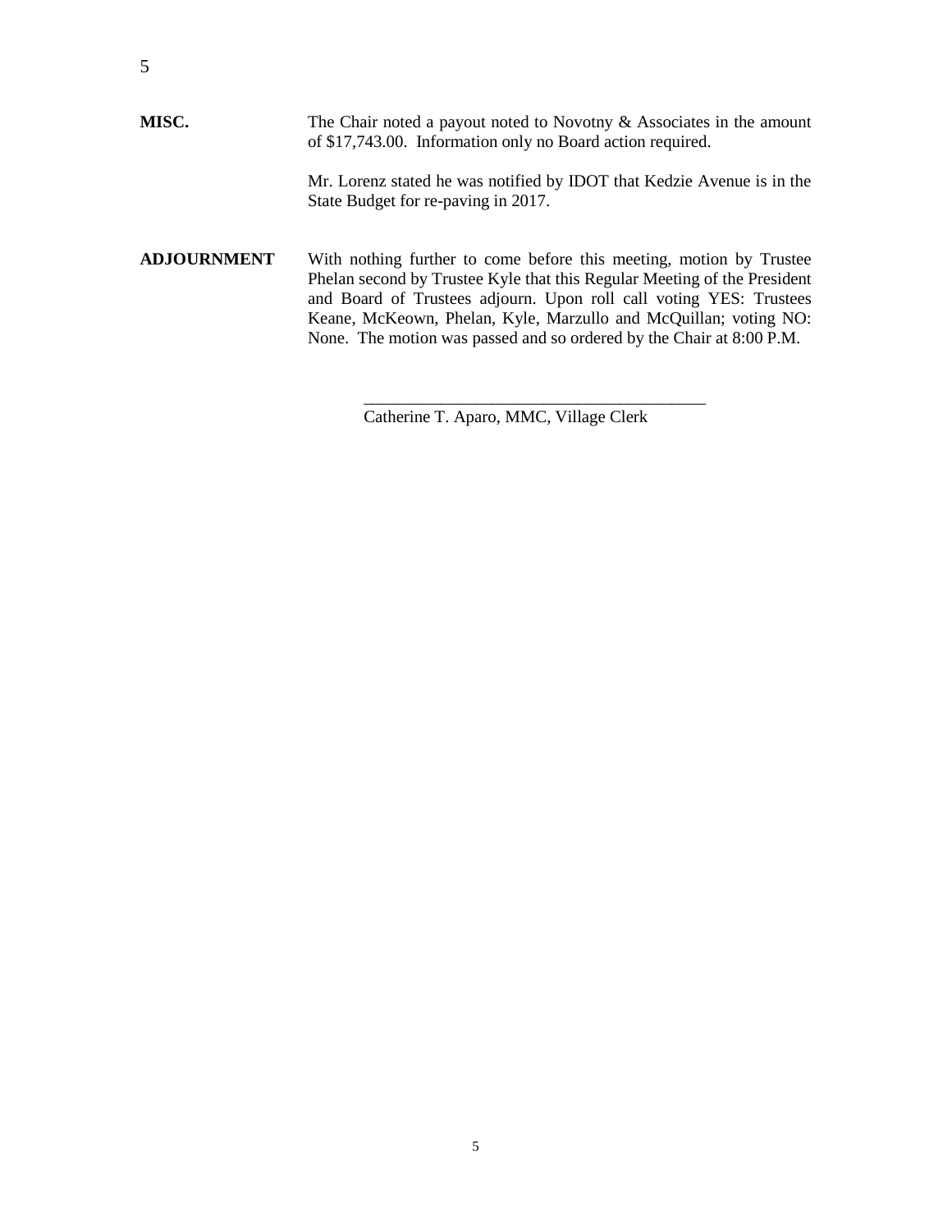**MISC.** The Chair noted a payout noted to Novotny & Associates in the amount of $17,743.00. Information only no Board action required.

Mr. Lorenz stated he was notified by IDOT that Kedzie Avenue is in the State Budget for re-paving in 2017.

**ADJOURNMENT** With nothing further to come before this meeting, motion by Trustee Phelan second by Trustee Kyle that this Regular Meeting of the President and Board of Trustees adjourn. Upon roll call voting YES: Trustees Keane, McKeown, Phelan, Kyle, Marzullo and McQuillan; voting NO: None. The motion was passed and so ordered by the Chair at 8:00 P.M.

\_\_\_\_\_\_\_\_\_\_\_\_\_\_\_\_\_\_\_\_\_\_\_\_\_\_\_\_\_\_\_\_\_\_\_\_\_\_\_\_

Catherine T. Aparo, MMC, Village Clerk